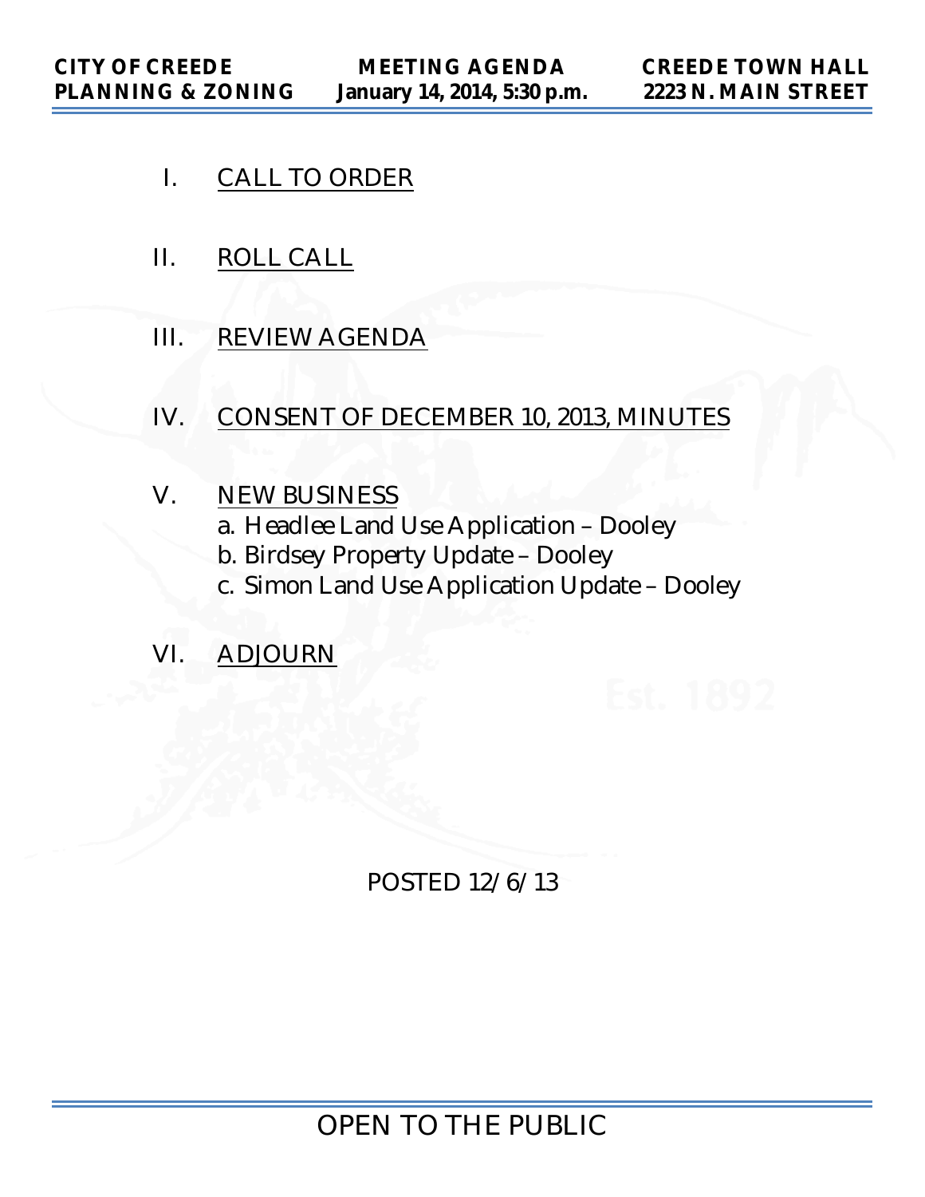**CITY OF CREEDE**
**PLANNING & ZONING**

**MEETING AGENDA**
**January 14, 2014, 5:30 p.m.**

**CREEDE TOWN HALL**
**2223 N. MAIN STREET**

I. CALL TO ORDER

II. ROLL CALL

III. REVIEW AGENDA

IV. CONSENT OF DECEMBER 10, 2013, MINUTES

V. NEW BUSINESS
   a. Headlee Land Use Application – Dooley
   b. Birdsey Property Update – Dooley
   c. Simon Land Use Application Update – Dooley

VI. ADJOURN

POSTED 12/6/13

OPEN TO THE PUBLIC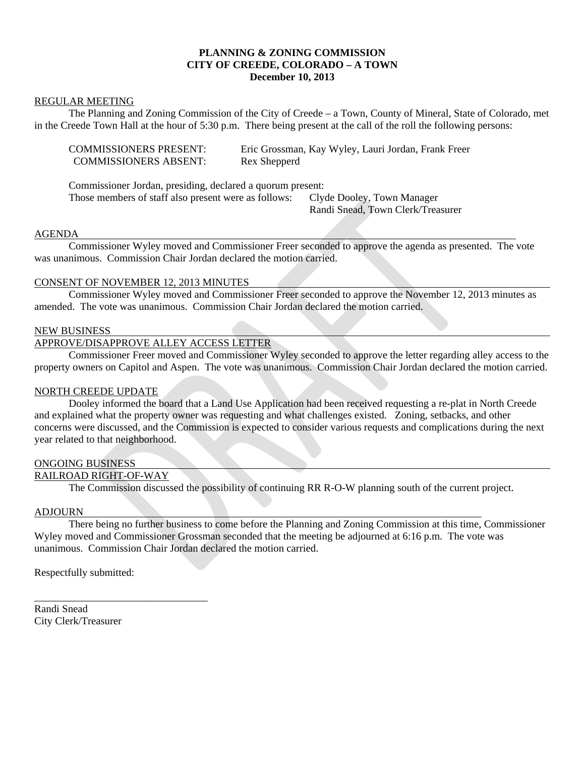**PLANNING & ZONING COMMISSION**
**CITY OF CREEDE, COLORADO – A TOWN**
**December 10, 2013**

REGULAR MEETING

The Planning and Zoning Commission of the City of Creede – a Town, County of Mineral, State of Colorado, met in the Creede Town Hall at the hour of 5:30 p.m. There being present at the call of the roll the following persons:

COMMISSIONERS PRESENT: Eric Grossman, Kay Wyley, Lauri Jordan, Frank Freer
COMMISSIONERS ABSENT: Rex Shepperd

Commissioner Jordan, presiding, declared a quorum present:
Those members of staff also present were as follows: Clyde Dooley, Town Manager
Randi Snead, Town Clerk/Treasurer

AGENDA

Commissioner Wyley moved and Commissioner Freer seconded to approve the agenda as presented. The vote was unanimous. Commission Chair Jordan declared the motion carried.

CONSENT OF NOVEMBER 12, 2013 MINUTES

Commissioner Wyley moved and Commissioner Freer seconded to approve the November 12, 2013 minutes as amended. The vote was unanimous. Commission Chair Jordan declared the motion carried.

NEW BUSINESS

APPROVE/DISAPPROVE ALLEY ACCESS LETTER

Commissioner Freer moved and Commissioner Wyley seconded to approve the letter regarding alley access to the property owners on Capitol and Aspen. The vote was unanimous. Commission Chair Jordan declared the motion carried.

NORTH CREEDE UPDATE

Dooley informed the board that a Land Use Application had been received requesting a re-plat in North Creede and explained what the property owner was requesting and what challenges existed. Zoning, setbacks, and other concerns were discussed, and the Commission is expected to consider various requests and complications during the next year related to that neighborhood.

ONGOING BUSINESS

RAILROAD RIGHT-OF-WAY

The Commission discussed the possibility of continuing RR R-O-W planning south of the current project.

ADJOURN

There being no further business to come before the Planning and Zoning Commission at this time, Commissioner Wyley moved and Commissioner Grossman seconded that the meeting be adjourned at 6:16 p.m. The vote was unanimous. Commission Chair Jordan declared the motion carried.

Respectfully submitted:

\_\_\_\_\_\_\_\_\_\_\_\_\_\_\_\_\_\_\_\_\_\_\_\_\_\_\_\_\_\_\_\_\_\_
Randi Snead
City Clerk/Treasurer

DRAFT